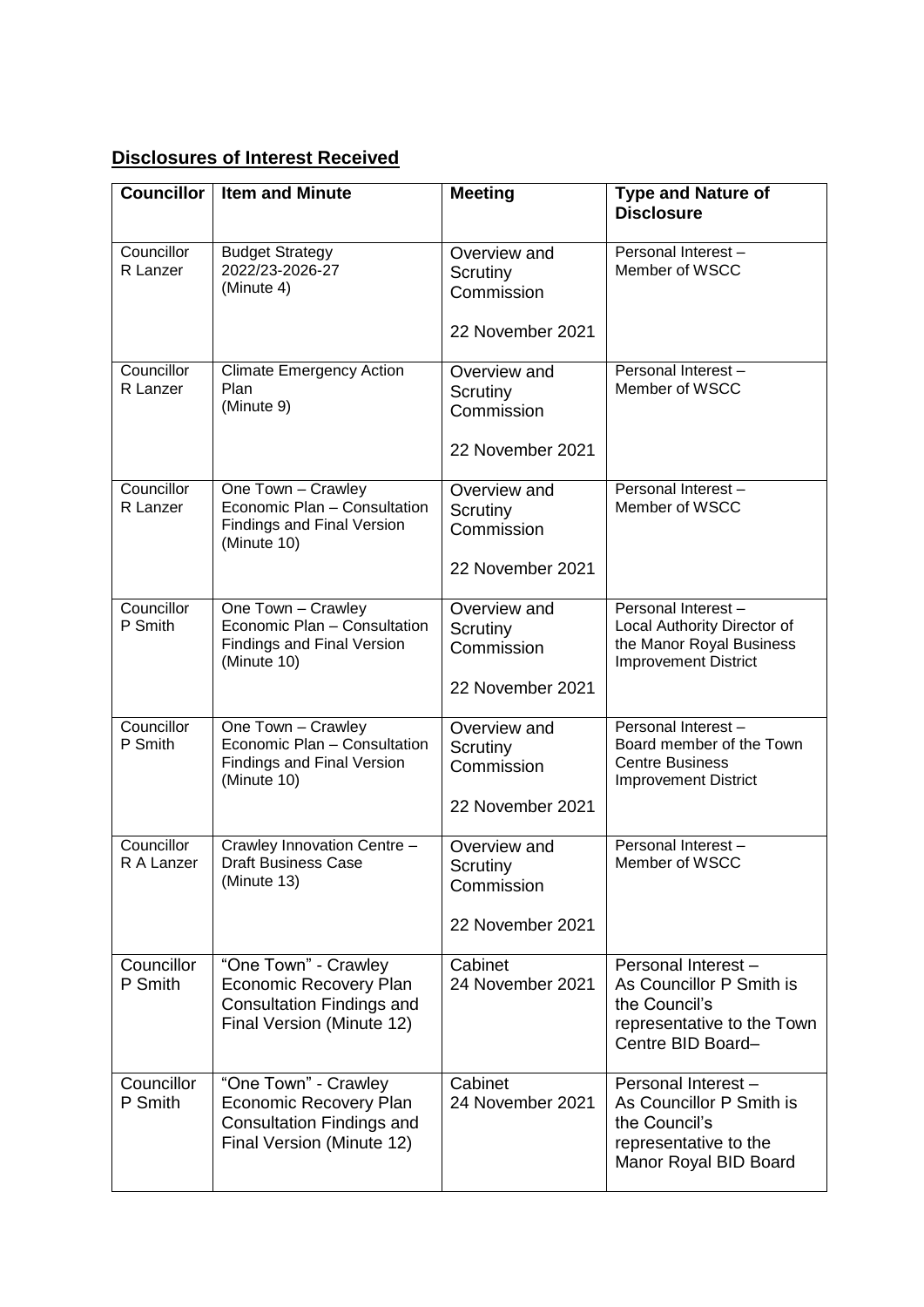## **Disclosures of Interest Received**

| Councillor | Item and Minute | Meeting | Type and Nature of Disclosure |
|---|---|---|---|
| Councillor R Lanzer | Budget Strategy 2022/23-2026-27 (Minute 4) | Overview and Scrutiny Commission<br><br>22 November 2021 | Personal Interest – Member of WSCC |
| Councillor R Lanzer | Climate Emergency Action Plan (Minute 9) | Overview and Scrutiny Commission<br><br>22 November 2021 | Personal Interest – Member of WSCC |
| Councillor R Lanzer | One Town – Crawley Economic Plan – Consultation Findings and Final Version (Minute 10) | Overview and Scrutiny Commission<br><br>22 November 2021 | Personal Interest – Member of WSCC |
| Councillor P Smith | One Town – Crawley Economic Plan – Consultation Findings and Final Version (Minute 10) | Overview and Scrutiny Commission<br><br>22 November 2021 | Personal Interest – Local Authority Director of the Manor Royal Business Improvement District |
| Councillor P Smith | One Town – Crawley Economic Plan – Consultation Findings and Final Version (Minute 10) | Overview and Scrutiny Commission<br><br>22 November 2021 | Personal Interest – Board member of the Town Centre Business Improvement District |
| Councillor R A Lanzer | Crawley Innovation Centre – Draft Business Case (Minute 13) | Overview and Scrutiny Commission<br><br>22 November 2021 | Personal Interest – Member of WSCC |
| Councillor P Smith | "One Town" - Crawley Economic Recovery Plan Consultation Findings and Final Version (Minute 12) | Cabinet 24 November 2021 | Personal Interest – As Councillor P Smith is the Council's representative to the Town Centre BID Board– |
| Councillor P Smith | "One Town" - Crawley Economic Recovery Plan Consultation Findings and Final Version (Minute 12) | Cabinet 24 November 2021 | Personal Interest – As Councillor P Smith is the Council's representative to the Manor Royal BID Board |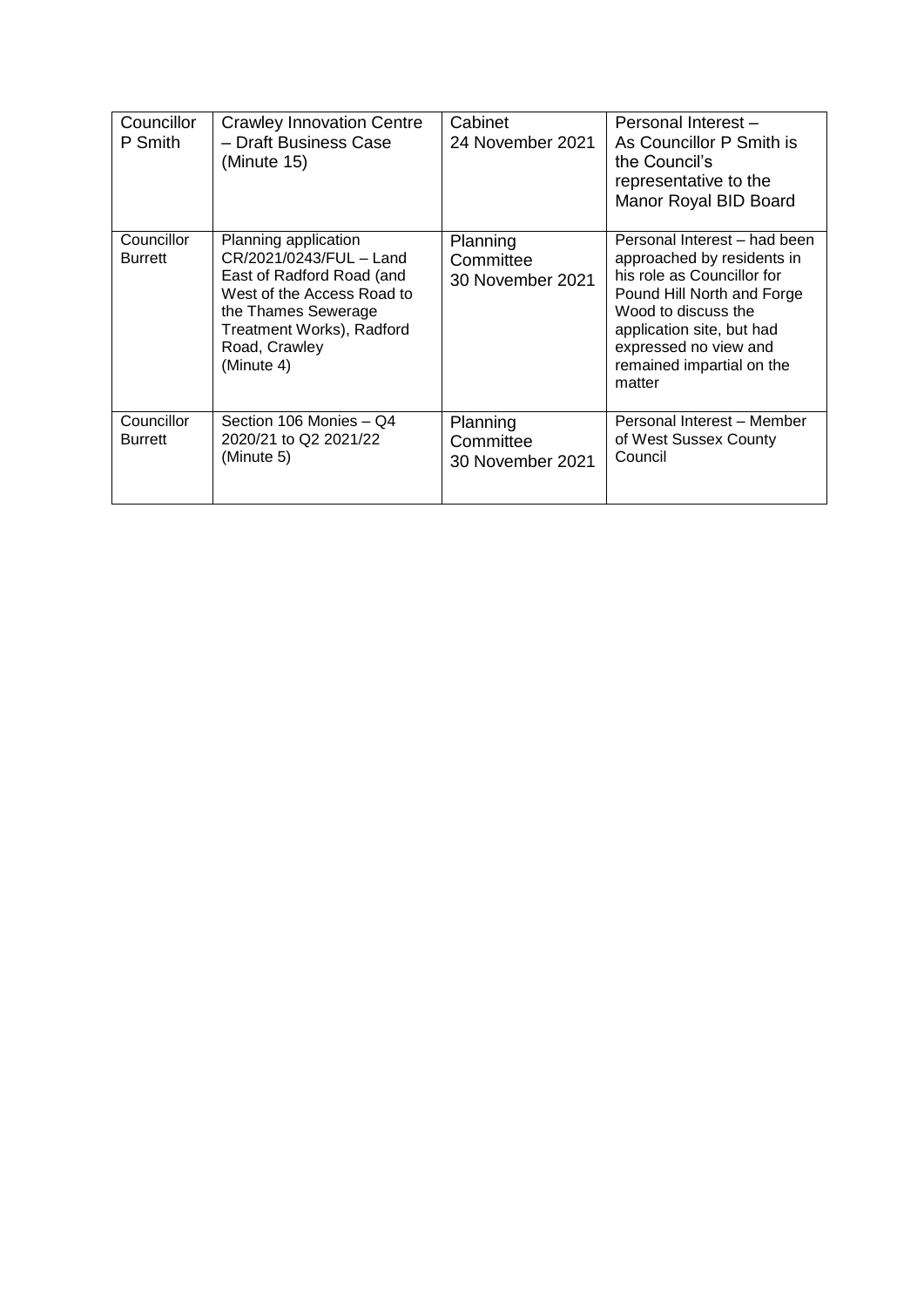| | | | |
|---|---|---|---|
| Councillor P Smith | Crawley Innovation Centre – Draft Business Case (Minute 15) | Cabinet 24 November 2021 | Personal Interest – As Councillor P Smith is the Council's representative to the Manor Royal BID Board |
| Councillor Burrett | Planning application CR/2021/0243/FUL – Land East of Radford Road (and West of the Access Road to the Thames Sewerage Treatment Works), Radford Road, Crawley (Minute 4) | Planning Committee 30 November 2021 | Personal Interest – had been approached by residents in his role as Councillor for Pound Hill North and Forge Wood to discuss the application site, but had expressed no view and remained impartial on the matter |
| Councillor Burrett | Section 106 Monies – Q4 2020/21 to Q2 2021/22 (Minute 5) | Planning Committee 30 November 2021 | Personal Interest – Member of West Sussex County Council |